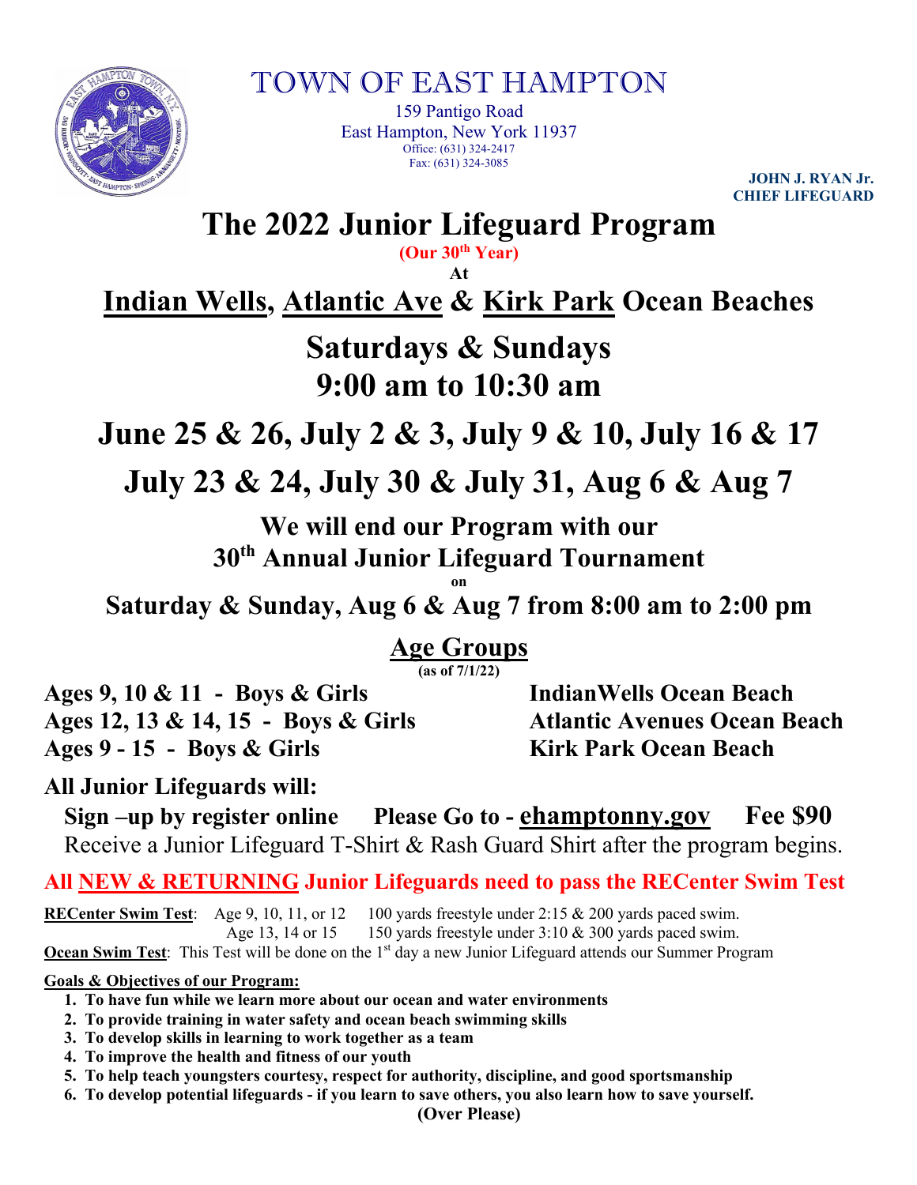# TOWN OF EAST HAMPTON

159 Pantigo Road
East Hampton, New York 11937
Office: (631) 324-2417
Fax: (631) 324-3085

**JOHN J. RYAN Jr.**
**CHIEF LIFEGUARD**

# The 2022 Junior Lifeguard Program

**(Our 30th Year)**

**At**

## Indian Wells, Atlantic Ave & Kirk Park Ocean Beaches

## Saturdays & Sundays
## 9:00 am to 10:30 am

## June 25 & 26, July 2 & 3, July 9 & 10, July 16 & 17

## July 23 & 24, July 30 & July 31, Aug 6 & Aug 7

**We will end our Program with our**
**30th Annual Junior Lifeguard Tournament**
**on**
**Saturday & Sunday, Aug 6 & Aug 7 from 8:00 am to 2:00 pm**

## Age Groups

**(as of 7/1/22)**

| | |
|---|---|
| **Ages 9, 10 & 11 - Boys & Girls** | **IndianWells Ocean Beach** |
| **Ages 12, 13 & 14, 15 - Boys & Girls** | **Atlantic Avenues Ocean Beach** |
| **Ages 9 - 15 - Boys & Girls** | **Kirk Park Ocean Beach** |

**All Junior Lifeguards will:**

**Sign –up by register online Please Go to - ehamptonny.gov Fee $90**

Receive a Junior Lifeguard T-Shirt & Rash Guard Shirt after the program begins.

**All NEW & RETURNING Junior Lifeguards need to pass the RECenter Swim Test**

**RECenter Swim Test**: Age 9, 10, 11, or 12 100 yards freestyle under 2:15 & 200 yards paced swim.
Age 13, 14 or 15 150 yards freestyle under 3:10 & 300 yards paced swim.

**Ocean Swim Test**: This Test will be done on the 1st day a new Junior Lifeguard attends our Summer Program

**Goals & Objectives of our Program:**

1. **To have fun while we learn more about our ocean and water environments**
2. **To provide training in water safety and ocean beach swimming skills**
3. **To develop skills in learning to work together as a team**
4. **To improve the health and fitness of our youth**
5. **To help teach youngsters courtesy, respect for authority, discipline, and good sportsmanship**
6. **To develop potential lifeguards - if you learn to save others, you also learn how to save yourself.**

**(Over Please)**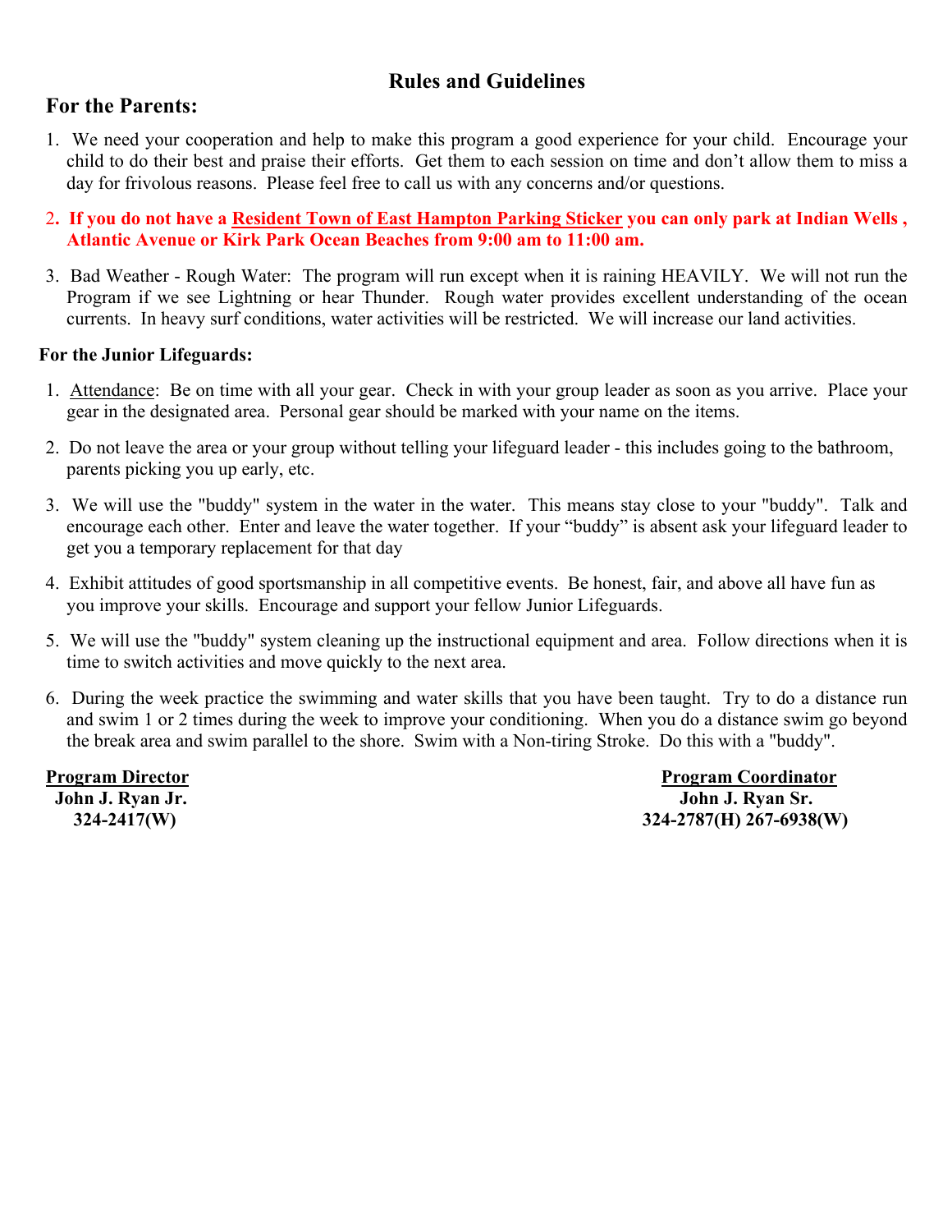# Rules and Guidelines

## For the Parents:

1. We need your cooperation and help to make this program a good experience for your child. Encourage your child to do their best and praise their efforts. Get them to each session on time and don't allow them to miss a day for frivolous reasons. Please feel free to call us with any concerns and/or questions.

2. **If you do not have a <u>Resident Town of East Hampton Parking Sticker</u> you can only park at Indian Wells , Atlantic Avenue or Kirk Park Ocean Beaches from 9:00 am to 11:00 am.**

3. Bad Weather - Rough Water: The program will run except when it is raining HEAVILY. We will not run the Program if we see Lightning or hear Thunder. Rough water provides excellent understanding of the ocean currents. In heavy surf conditions, water activities will be restricted. We will increase our land activities.

### For the Junior Lifeguards:

1. <u>Attendance</u>: Be on time with all your gear. Check in with your group leader as soon as you arrive. Place your gear in the designated area. Personal gear should be marked with your name on the items.

2. Do not leave the area or your group without telling your lifeguard leader - this includes going to the bathroom, parents picking you up early, etc.

3. We will use the "buddy" system in the water in the water. This means stay close to your "buddy". Talk and encourage each other. Enter and leave the water together. If your "buddy" is absent ask your lifeguard leader to get you a temporary replacement for that day

4. Exhibit attitudes of good sportsmanship in all competitive events. Be honest, fair, and above all have fun as you improve your skills. Encourage and support your fellow Junior Lifeguards.

5. We will use the "buddy" system cleaning up the instructional equipment and area. Follow directions when it is time to switch activities and move quickly to the next area.

6. During the week practice the swimming and water skills that you have been taught. Try to do a distance run and swim 1 or 2 times during the week to improve your conditioning. When you do a distance swim go beyond the break area and swim parallel to the shore. Swim with a Non-tiring Stroke. Do this with a "buddy".

**<u>Program Director</u>**
**John J. Ryan Jr.**
**324-2417(W)**

**<u>Program Coordinator</u>**
**John J. Ryan Sr.**
**324-2787(H) 267-6938(W)**